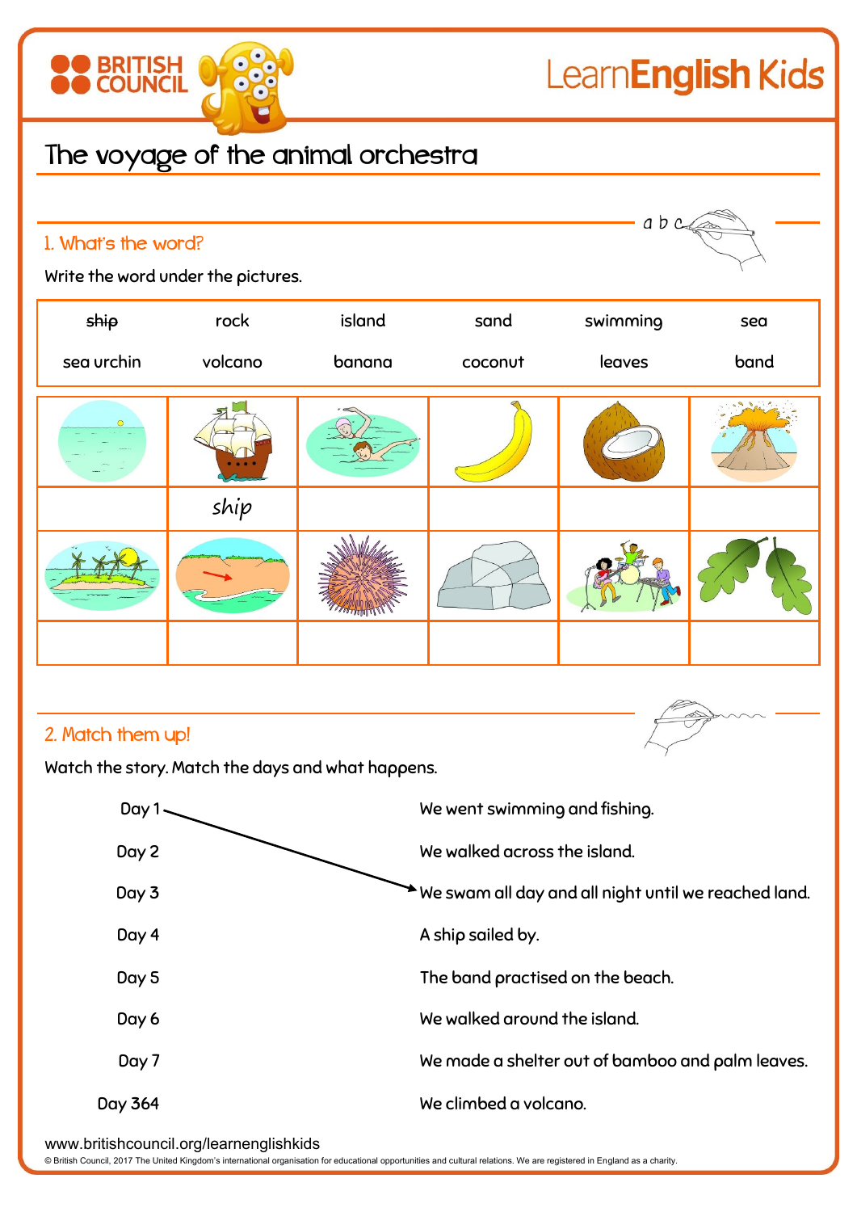# The voyage of the animal orchestra

## 1. What's the word?

Write the word under the pictures.

| | | | | | |
|---|---|---|---|---|---|
| ~~ship~~ | rock | island | sand | swimming | sea |
| sea urchin | volcano | banana | coconut | leaves | band |

| | | | | | |
|---|---|---|---|---|---|
| | ship | | | | |
| | | | | | |

## 2. Match them up!

Watch the story. Match the days and what happens.

| | |
|---|---|
| Day 1 | We went swimming and fishing. |
| Day 2 | We walked across the island. |
| Day 3 | We swam all day and all night until we reached land. |
| Day 4 | A ship sailed by. |
| Day 5 | The band practised on the beach. |
| Day 6 | We walked around the island. |
| Day 7 | We made a shelter out of bamboo and palm leaves. |
| Day 364 | We climbed a volcano. |

(Example: Day 1 → We swam all day and all night until we reached land.)

www.britishcouncil.org/learnenglishkids

© British Council, 2017 The United Kingdom's international organisation for educational opportunities and cultural relations. We are registered in England as a charity.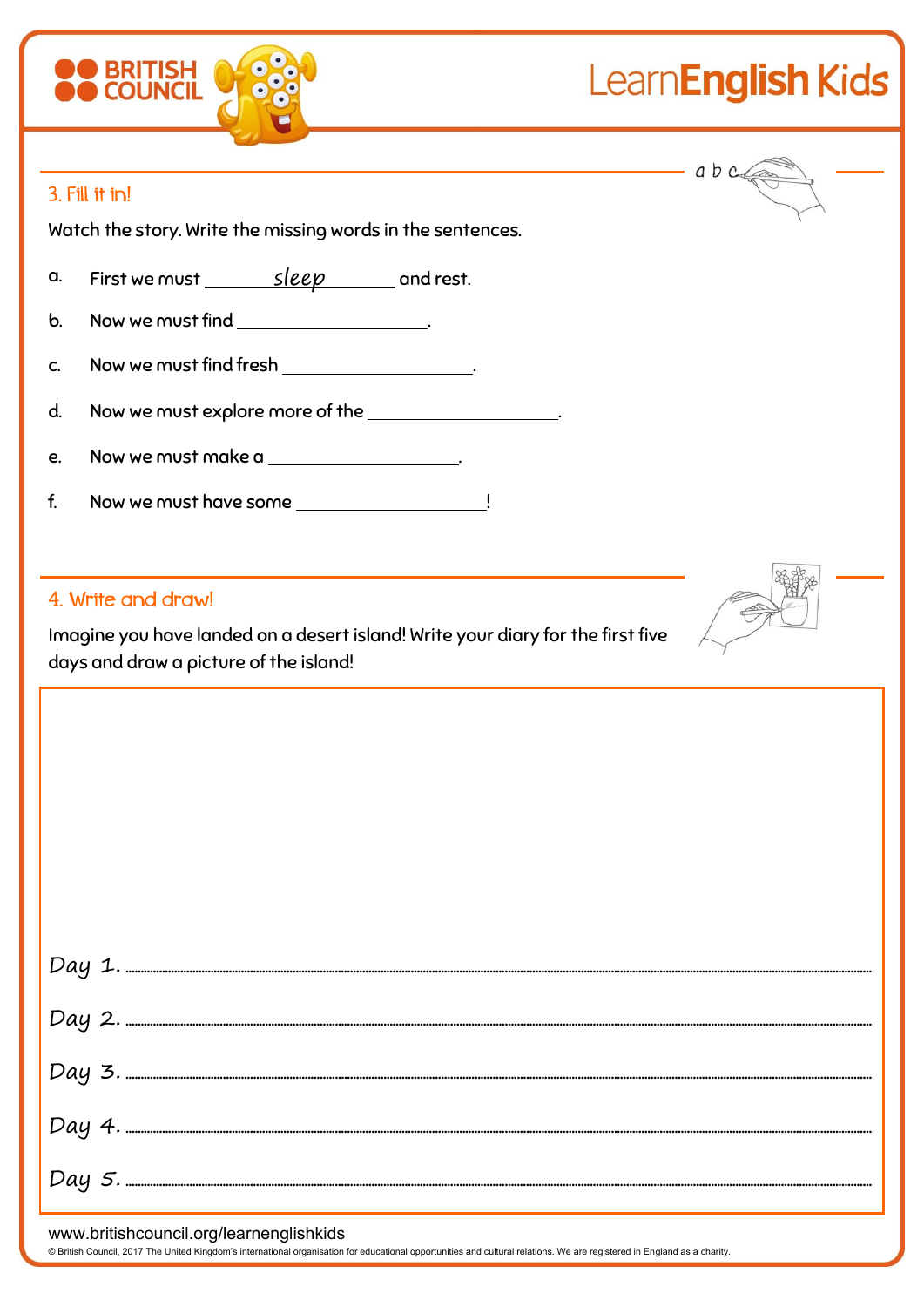## 3. Fill it in!

Watch the story. Write the missing words in the sentences.

a. First we must ___sleep___ and rest.

b. Now we must find __________________.

c. Now we must find fresh __________________.

d. Now we must explore more of the __________________.

e. Now we must make a __________________.

f. Now we must have some __________________!

## 4. Write and draw!

Imagine you have landed on a desert island! Write your diary for the first five days and draw a picture of the island!

Day 1. ..............................................................................................................

Day 2. ..............................................................................................................

Day 3. ..............................................................................................................

Day 4. ..............................................................................................................

Day 5. ..............................................................................................................

www.britishcouncil.org/learnenglishkids

© British Council, 2017 The United Kingdom's international organisation for educational opportunities and cultural relations. We are registered in England as a charity.